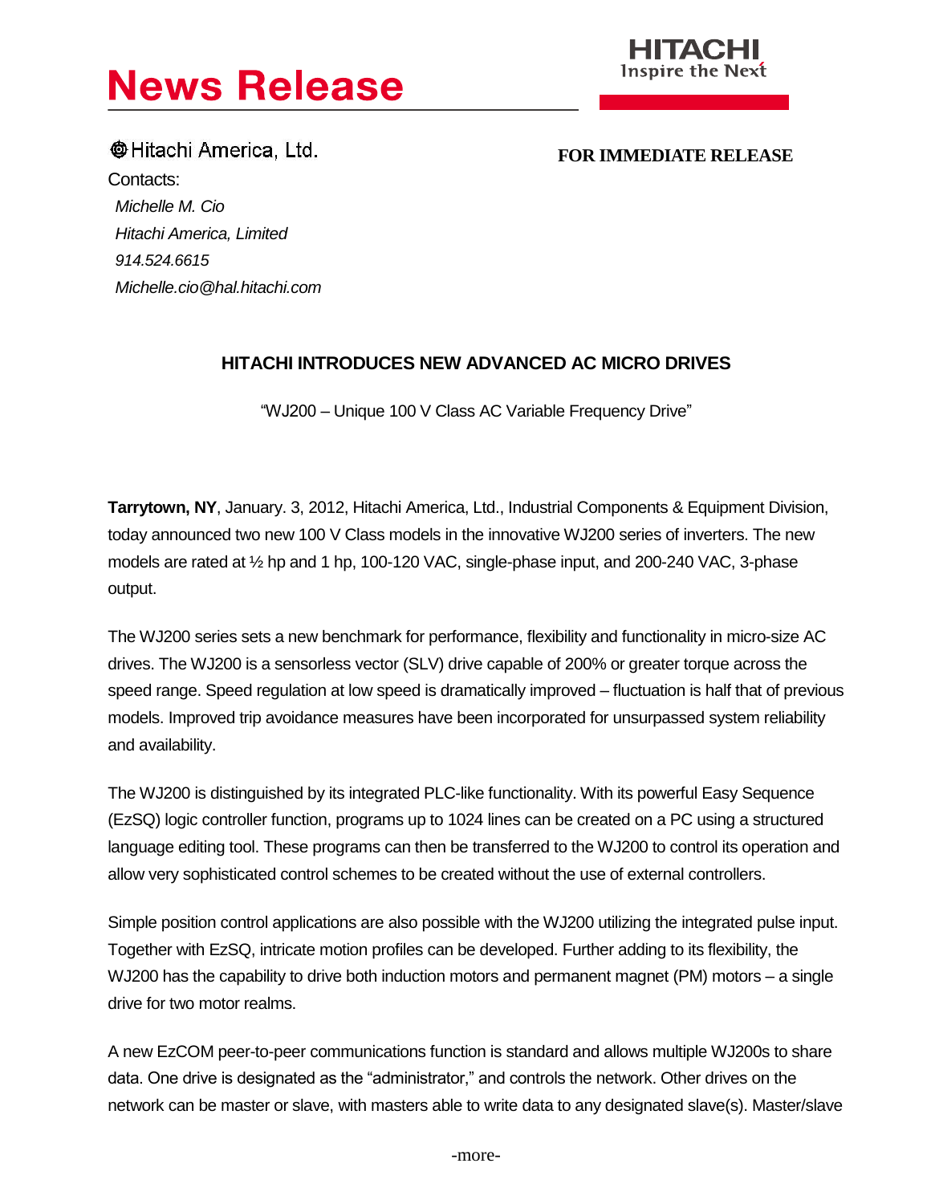# News Release

HITACHI
Inspire the Next

Hitachi America, Ltd.

**FOR IMMEDIATE RELEASE**

Contacts:

*Michelle M. Cio*
*Hitachi America, Limited*
*914.524.6615*
*Michelle.cio@hal.hitachi.com*

## HITACHI INTRODUCES NEW ADVANCED AC MICRO DRIVES

"WJ200 – Unique 100 V Class AC Variable Frequency Drive"

**Tarrytown, NY**, January. 3, 2012, Hitachi America, Ltd., Industrial Components & Equipment Division, today announced two new 100 V Class models in the innovative WJ200 series of inverters. The new models are rated at ½ hp and 1 hp, 100-120 VAC, single-phase input, and 200-240 VAC, 3-phase output.

The WJ200 series sets a new benchmark for performance, flexibility and functionality in micro-size AC drives. The WJ200 is a sensorless vector (SLV) drive capable of 200% or greater torque across the speed range. Speed regulation at low speed is dramatically improved – fluctuation is half that of previous models. Improved trip avoidance measures have been incorporated for unsurpassed system reliability and availability.

The WJ200 is distinguished by its integrated PLC-like functionality. With its powerful Easy Sequence (EzSQ) logic controller function, programs up to 1024 lines can be created on a PC using a structured language editing tool. These programs can then be transferred to the WJ200 to control its operation and allow very sophisticated control schemes to be created without the use of external controllers.

Simple position control applications are also possible with the WJ200 utilizing the integrated pulse input. Together with EzSQ, intricate motion profiles can be developed. Further adding to its flexibility, the WJ200 has the capability to drive both induction motors and permanent magnet (PM) motors – a single drive for two motor realms.

A new EzCOM peer-to-peer communications function is standard and allows multiple WJ200s to share data. One drive is designated as the "administrator," and controls the network. Other drives on the network can be master or slave, with masters able to write data to any designated slave(s). Master/slave

-more-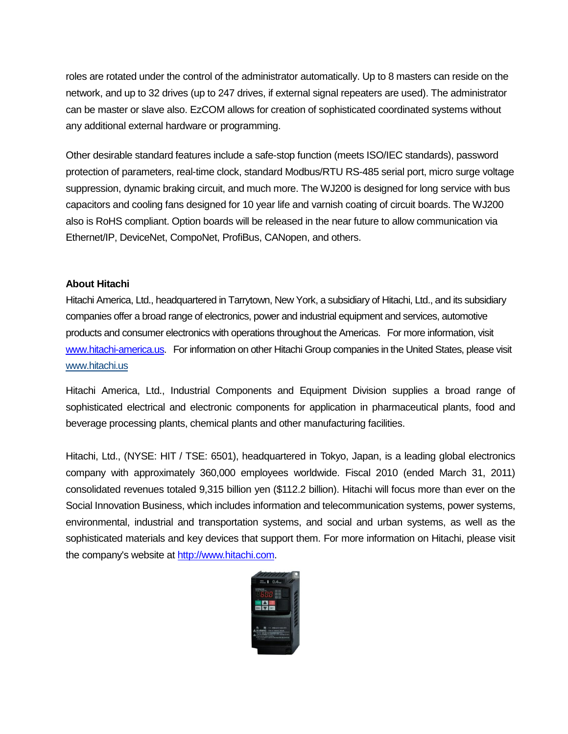roles are rotated under the control of the administrator automatically. Up to 8 masters can reside on the network, and up to 32 drives (up to 247 drives, if external signal repeaters are used). The administrator can be master or slave also. EzCOM allows for creation of sophisticated coordinated systems without any additional external hardware or programming.

Other desirable standard features include a safe-stop function (meets ISO/IEC standards), password protection of parameters, real-time clock, standard Modbus/RTU RS-485 serial port, micro surge voltage suppression, dynamic braking circuit, and much more. The WJ200 is designed for long service with bus capacitors and cooling fans designed for 10 year life and varnish coating of circuit boards. The WJ200 also is RoHS compliant. Option boards will be released in the near future to allow communication via Ethernet/IP, DeviceNet, CompoNet, ProfiBus, CANopen, and others.

**About Hitachi**

Hitachi America, Ltd., headquartered in Tarrytown, New York, a subsidiary of Hitachi, Ltd., and its subsidiary companies offer a broad range of electronics, power and industrial equipment and services, automotive products and consumer electronics with operations throughout the Americas. For more information, visit [www.hitachi-america.us](http://www.hitachi-america.us). For information on other Hitachi Group companies in the United States, please visit [www.hitachi.us](http://www.hitachi.us)

Hitachi America, Ltd., Industrial Components and Equipment Division supplies a broad range of sophisticated electrical and electronic components for application in pharmaceutical plants, food and beverage processing plants, chemical plants and other manufacturing facilities.

Hitachi, Ltd., (NYSE: HIT / TSE: 6501), headquartered in Tokyo, Japan, is a leading global electronics company with approximately 360,000 employees worldwide. Fiscal 2010 (ended March 31, 2011) consolidated revenues totaled 9,315 billion yen ($112.2 billion). Hitachi will focus more than ever on the Social Innovation Business, which includes information and telecommunication systems, power systems, environmental, industrial and transportation systems, and social and urban systems, as well as the sophisticated materials and key devices that support them. For more information on Hitachi, please visit the company's website at [http://www.hitachi.com](http://www.hitachi.com).